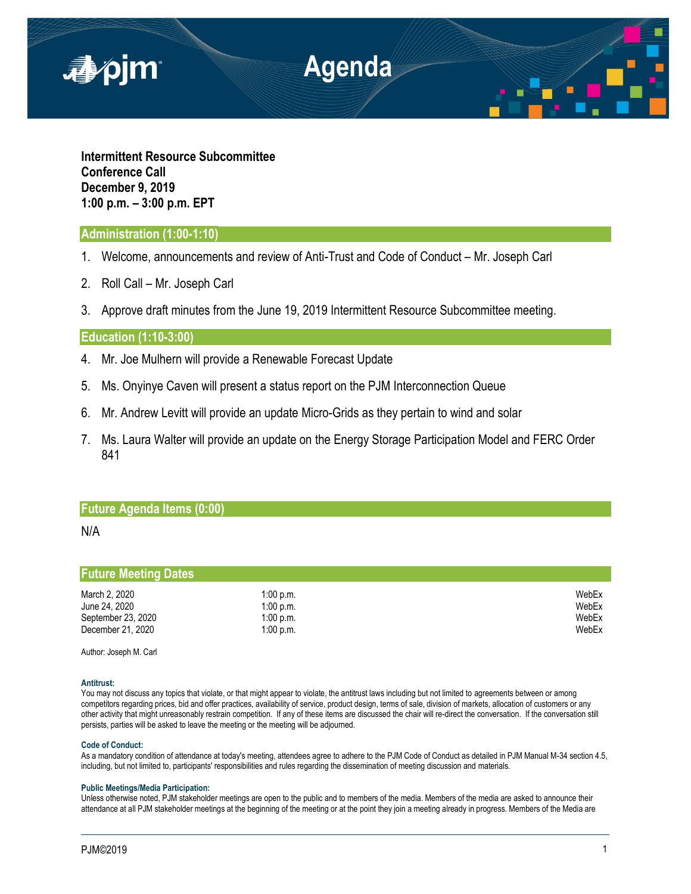# Agenda

**Intermittent Resource Subcommittee**
**Conference Call**
**December 9, 2019**
**1:00 p.m. – 3:00 p.m. EPT**

## Administration (1:00-1:10)

1. Welcome, announcements and review of Anti-Trust and Code of Conduct – Mr. Joseph Carl
2. Roll Call – Mr. Joseph Carl
3. Approve draft minutes from the June 19, 2019 Intermittent Resource Subcommittee meeting.

## Education (1:10-3:00)

4. Mr. Joe Mulhern will provide a Renewable Forecast Update
5. Ms. Onyinye Caven will present a status report on the PJM Interconnection Queue
6. Mr. Andrew Levitt will provide an update Micro-Grids as they pertain to wind and solar
7. Ms. Laura Walter will provide an update on the Energy Storage Participation Model and FERC Order 841

## Future Agenda Items (0:00)

N/A

## Future Meeting Dates

| | | |
|---|---|---|
| March 2, 2020 | 1:00 p.m. | WebEx |
| June 24, 2020 | 1:00 p.m. | WebEx |
| September 23, 2020 | 1:00 p.m. | WebEx |
| December 21, 2020 | 1:00 p.m. | WebEx |

Author: Joseph M. Carl

**Antitrust:**
You may not discuss any topics that violate, or that might appear to violate, the antitrust laws including but not limited to agreements between or among competitors regarding prices, bid and offer practices, availability of service, product design, terms of sale, division of markets, allocation of customers or any other activity that might unreasonably restrain competition. If any of these items are discussed the chair will re-direct the conversation. If the conversation still persists, parties will be asked to leave the meeting or the meeting will be adjourned.

**Code of Conduct:**
As a mandatory condition of attendance at today's meeting, attendees agree to adhere to the PJM Code of Conduct as detailed in PJM Manual M-34 section 4.5, including, but not limited to, participants' responsibilities and rules regarding the dissemination of meeting discussion and materials.

**Public Meetings/Media Participation:**
Unless otherwise noted, PJM stakeholder meetings are open to the public and to members of the media. Members of the media are asked to announce their attendance at all PJM stakeholder meetings at the beginning of the meeting or at the point they join a meeting already in progress. Members of the Media are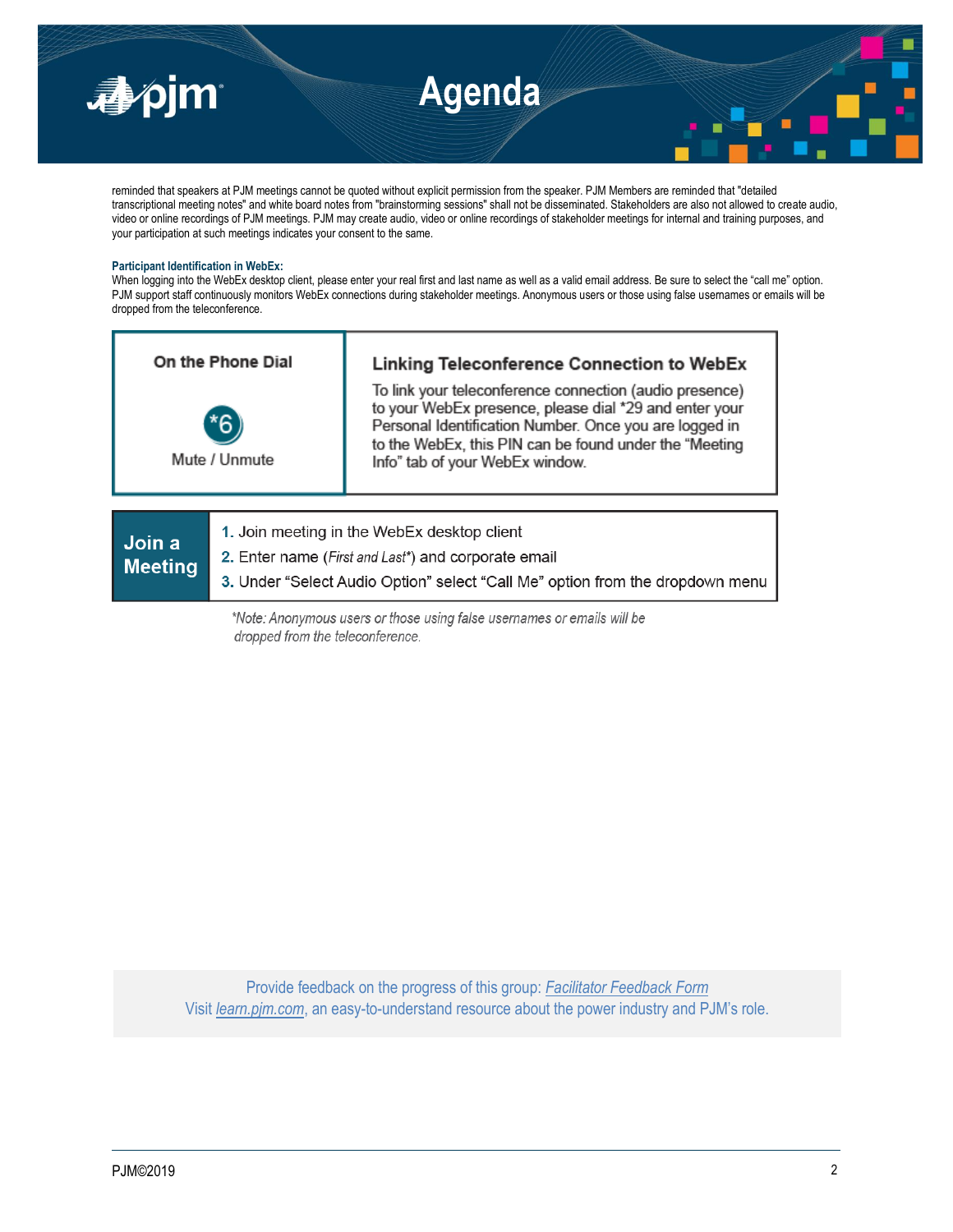reminded that speakers at PJM meetings cannot be quoted without explicit permission from the speaker. PJM Members are reminded that "detailed transcriptional meeting notes" and white board notes from "brainstorming sessions" shall not be disseminated. Stakeholders are also not allowed to create audio, video or online recordings of PJM meetings. PJM may create audio, video or online recordings of stakeholder meetings for internal and training purposes, and your participation at such meetings indicates your consent to the same.

**Participant Identification in WebEx:**

When logging into the WebEx desktop client, please enter your real first and last name as well as a valid email address. Be sure to select the "call me" option. PJM support staff continuously monitors WebEx connections during stakeholder meetings. Anonymous users or those using false usernames or emails will be dropped from the teleconference.

| On the Phone Dial | Linking Teleconference Connection to WebEx |
|---|---|
| *6 Mute / Unmute | To link your teleconference connection (audio presence) to your WebEx presence, please dial *29 and enter your Personal Identification Number. Once you are logged in to the WebEx, this PIN can be found under the "Meeting Info" tab of your WebEx window. |

**Join a Meeting**

1. Join meeting in the WebEx desktop client
2. Enter name (*First and Last**) and corporate email
3. Under "Select Audio Option" select "Call Me" option from the dropdown menu

*\*Note: Anonymous users or those using false usernames or emails will be dropped from the teleconference.*

Provide feedback on the progress of this group: *Facilitator Feedback Form*

Visit *learn.pjm.com*, an easy-to-understand resource about the power industry and PJM's role.

PJM©2019